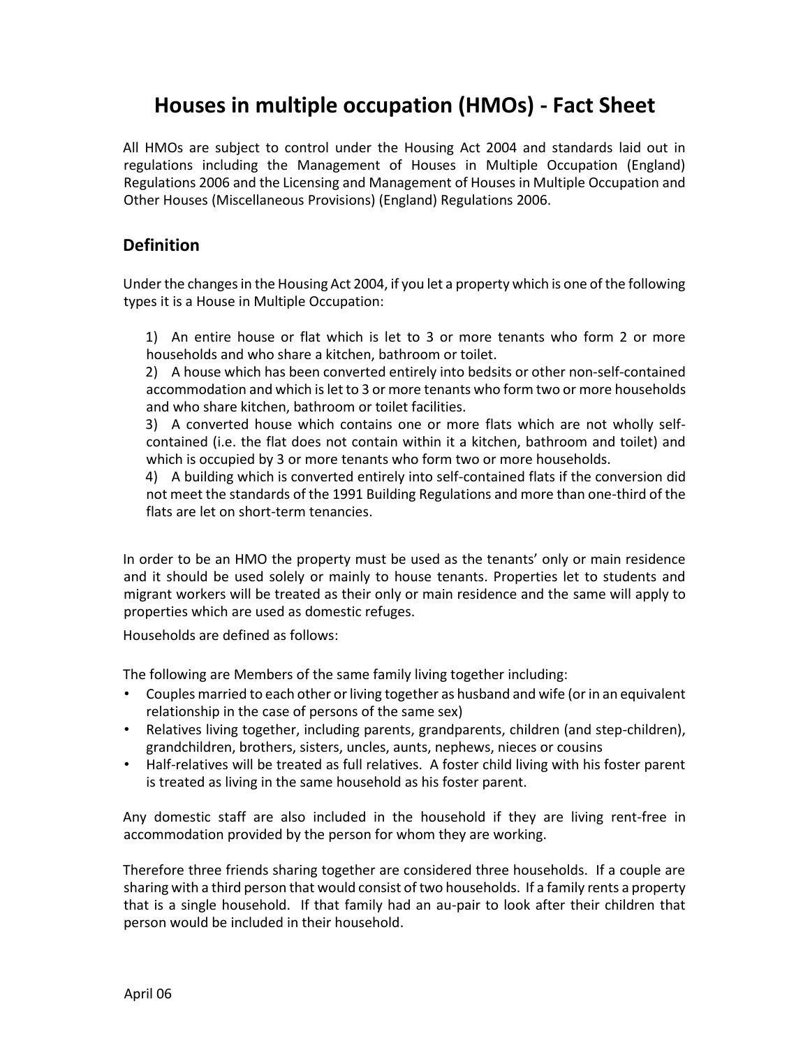# Houses in multiple occupation (HMOs) - Fact Sheet

All HMOs are subject to control under the Housing Act 2004 and standards laid out in regulations including the Management of Houses in Multiple Occupation (England) Regulations 2006 and the Licensing and Management of Houses in Multiple Occupation and Other Houses (Miscellaneous Provisions) (England) Regulations 2006.

## Definition

Under the changes in the Housing Act 2004, if you let a property which is one of the following types it is a House in Multiple Occupation:

1) An entire house or flat which is let to 3 or more tenants who form 2 or more households and who share a kitchen, bathroom or toilet.
2) A house which has been converted entirely into bedsits or other non-self-contained accommodation and which is let to 3 or more tenants who form two or more households and who share kitchen, bathroom or toilet facilities.
3) A converted house which contains one or more flats which are not wholly self-contained (i.e. the flat does not contain within it a kitchen, bathroom and toilet) and which is occupied by 3 or more tenants who form two or more households.
4) A building which is converted entirely into self-contained flats if the conversion did not meet the standards of the 1991 Building Regulations and more than one-third of the flats are let on short-term tenancies.

In order to be an HMO the property must be used as the tenants' only or main residence and it should be used solely or mainly to house tenants. Properties let to students and migrant workers will be treated as their only or main residence and the same will apply to properties which are used as domestic refuges.

Households are defined as follows:

The following are Members of the same family living together including:

- Couples married to each other or living together as husband and wife (or in an equivalent relationship in the case of persons of the same sex)
- Relatives living together, including parents, grandparents, children (and step-children), grandchildren, brothers, sisters, uncles, aunts, nephews, nieces or cousins
- Half-relatives will be treated as full relatives. A foster child living with his foster parent is treated as living in the same household as his foster parent.

Any domestic staff are also included in the household if they are living rent-free in accommodation provided by the person for whom they are working.

Therefore three friends sharing together are considered three households. If a couple are sharing with a third person that would consist of two households. If a family rents a property that is a single household. If that family had an au-pair to look after their children that person would be included in their household.

April 06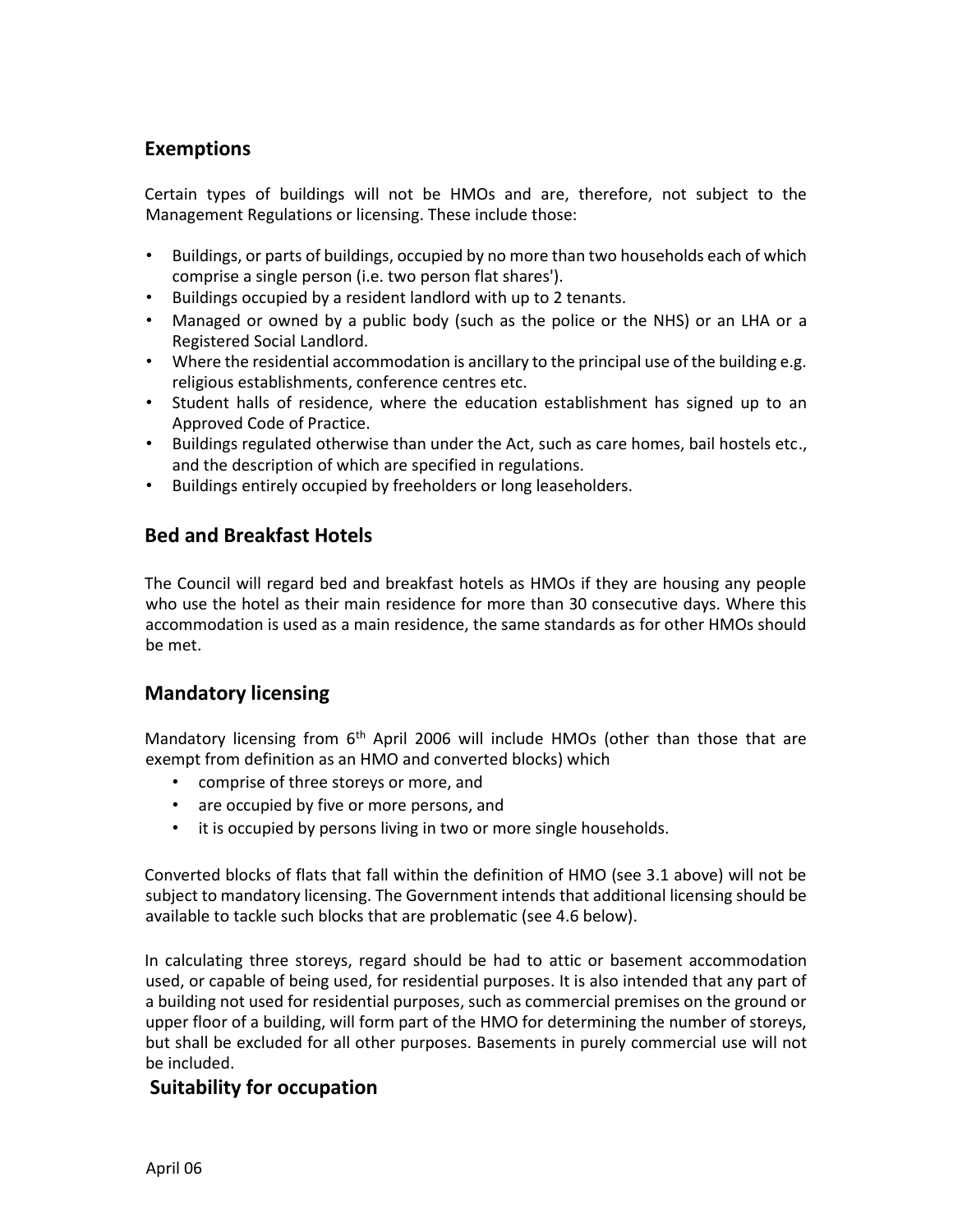## Exemptions

Certain types of buildings will not be HMOs and are, therefore, not subject to the Management Regulations or licensing. These include those:

- Buildings, or parts of buildings, occupied by no more than two households each of which comprise a single person (i.e. two person flat shares').
- Buildings occupied by a resident landlord with up to 2 tenants.
- Managed or owned by a public body (such as the police or the NHS) or an LHA or a Registered Social Landlord.
- Where the residential accommodation is ancillary to the principal use of the building e.g. religious establishments, conference centres etc.
- Student halls of residence, where the education establishment has signed up to an Approved Code of Practice.
- Buildings regulated otherwise than under the Act, such as care homes, bail hostels etc., and the description of which are specified in regulations.
- Buildings entirely occupied by freeholders or long leaseholders.

## Bed and Breakfast Hotels

The Council will regard bed and breakfast hotels as HMOs if they are housing any people who use the hotel as their main residence for more than 30 consecutive days. Where this accommodation is used as a main residence, the same standards as for other HMOs should be met.

## Mandatory licensing

Mandatory licensing from 6th April 2006 will include HMOs (other than those that are exempt from definition as an HMO and converted blocks) which

- comprise of three storeys or more, and
- are occupied by five or more persons, and
- it is occupied by persons living in two or more single households.

Converted blocks of flats that fall within the definition of HMO (see 3.1 above) will not be subject to mandatory licensing. The Government intends that additional licensing should be available to tackle such blocks that are problematic (see 4.6 below).

In calculating three storeys, regard should be had to attic or basement accommodation used, or capable of being used, for residential purposes. It is also intended that any part of a building not used for residential purposes, such as commercial premises on the ground or upper floor of a building, will form part of the HMO for determining the number of storeys, but shall be excluded for all other purposes. Basements in purely commercial use will not be included.

## Suitability for occupation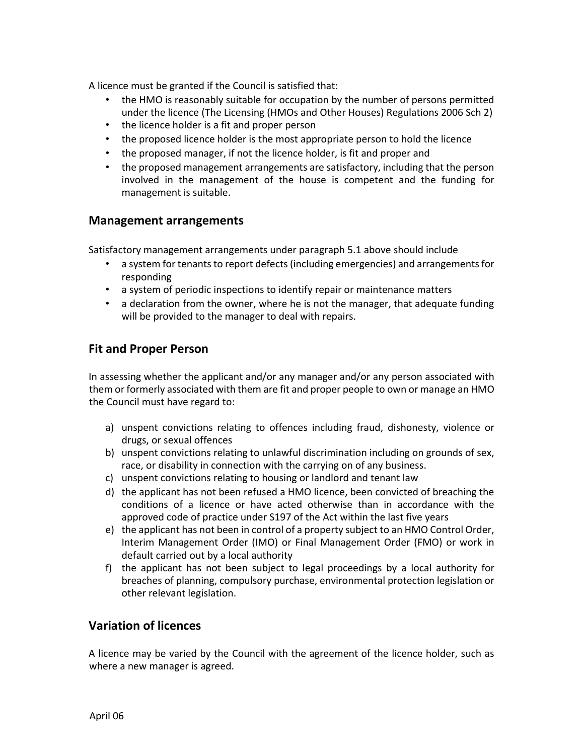A licence must be granted if the Council is satisfied that:

- the HMO is reasonably suitable for occupation by the number of persons permitted under the licence (The Licensing (HMOs and Other Houses) Regulations 2006 Sch 2)
- the licence holder is a fit and proper person
- the proposed licence holder is the most appropriate person to hold the licence
- the proposed manager, if not the licence holder, is fit and proper and
- the proposed management arrangements are satisfactory, including that the person involved in the management of the house is competent and the funding for management is suitable.

## Management arrangements

Satisfactory management arrangements under paragraph 5.1 above should include

- a system for tenants to report defects (including emergencies) and arrangements for responding
- a system of periodic inspections to identify repair or maintenance matters
- a declaration from the owner, where he is not the manager, that adequate funding will be provided to the manager to deal with repairs.

## Fit and Proper Person

In assessing whether the applicant and/or any manager and/or any person associated with them or formerly associated with them are fit and proper people to own or manage an HMO the Council must have regard to:

a) unspent convictions relating to offences including fraud, dishonesty, violence or drugs, or sexual offences
b) unspent convictions relating to unlawful discrimination including on grounds of sex, race, or disability in connection with the carrying on of any business.
c) unspent convictions relating to housing or landlord and tenant law
d) the applicant has not been refused a HMO licence, been convicted of breaching the conditions of a licence or have acted otherwise than in accordance with the approved code of practice under S197 of the Act within the last five years
e) the applicant has not been in control of a property subject to an HMO Control Order, Interim Management Order (IMO) or Final Management Order (FMO) or work in default carried out by a local authority
f) the applicant has not been subject to legal proceedings by a local authority for breaches of planning, compulsory purchase, environmental protection legislation or other relevant legislation.

## Variation of licences

A licence may be varied by the Council with the agreement of the licence holder, such as where a new manager is agreed.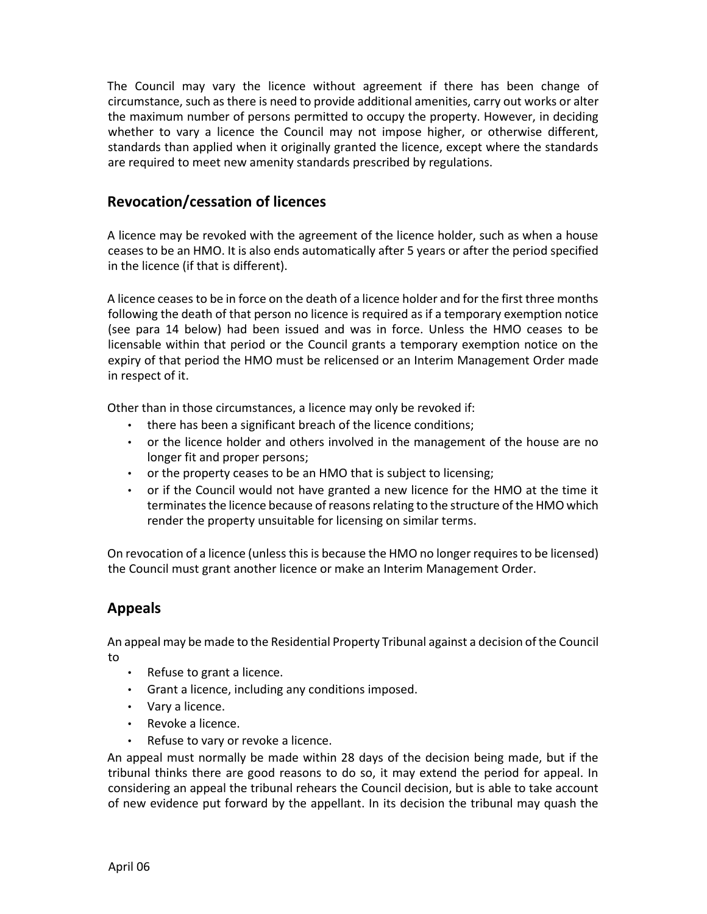The Council may vary the licence without agreement if there has been change of circumstance, such as there is need to provide additional amenities, carry out works or alter the maximum number of persons permitted to occupy the property. However, in deciding whether to vary a licence the Council may not impose higher, or otherwise different, standards than applied when it originally granted the licence, except where the standards are required to meet new amenity standards prescribed by regulations.

## Revocation/cessation of licences

A licence may be revoked with the agreement of the licence holder, such as when a house ceases to be an HMO. It is also ends automatically after 5 years or after the period specified in the licence (if that is different).

A licence ceases to be in force on the death of a licence holder and for the first three months following the death of that person no licence is required as if a temporary exemption notice (see para 14 below) had been issued and was in force. Unless the HMO ceases to be licensable within that period or the Council grants a temporary exemption notice on the expiry of that period the HMO must be relicensed or an Interim Management Order made in respect of it.

Other than in those circumstances, a licence may only be revoked if:

- there has been a significant breach of the licence conditions;
- or the licence holder and others involved in the management of the house are no longer fit and proper persons;
- or the property ceases to be an HMO that is subject to licensing;
- or if the Council would not have granted a new licence for the HMO at the time it terminates the licence because of reasons relating to the structure of the HMO which render the property unsuitable for licensing on similar terms.

On revocation of a licence (unless this is because the HMO no longer requires to be licensed) the Council must grant another licence or make an Interim Management Order.

## Appeals

An appeal may be made to the Residential Property Tribunal against a decision of the Council to

- Refuse to grant a licence.
- Grant a licence, including any conditions imposed.
- Vary a licence.
- Revoke a licence.
- Refuse to vary or revoke a licence.

An appeal must normally be made within 28 days of the decision being made, but if the tribunal thinks there are good reasons to do so, it may extend the period for appeal. In considering an appeal the tribunal rehears the Council decision, but is able to take account of new evidence put forward by the appellant. In its decision the tribunal may quash the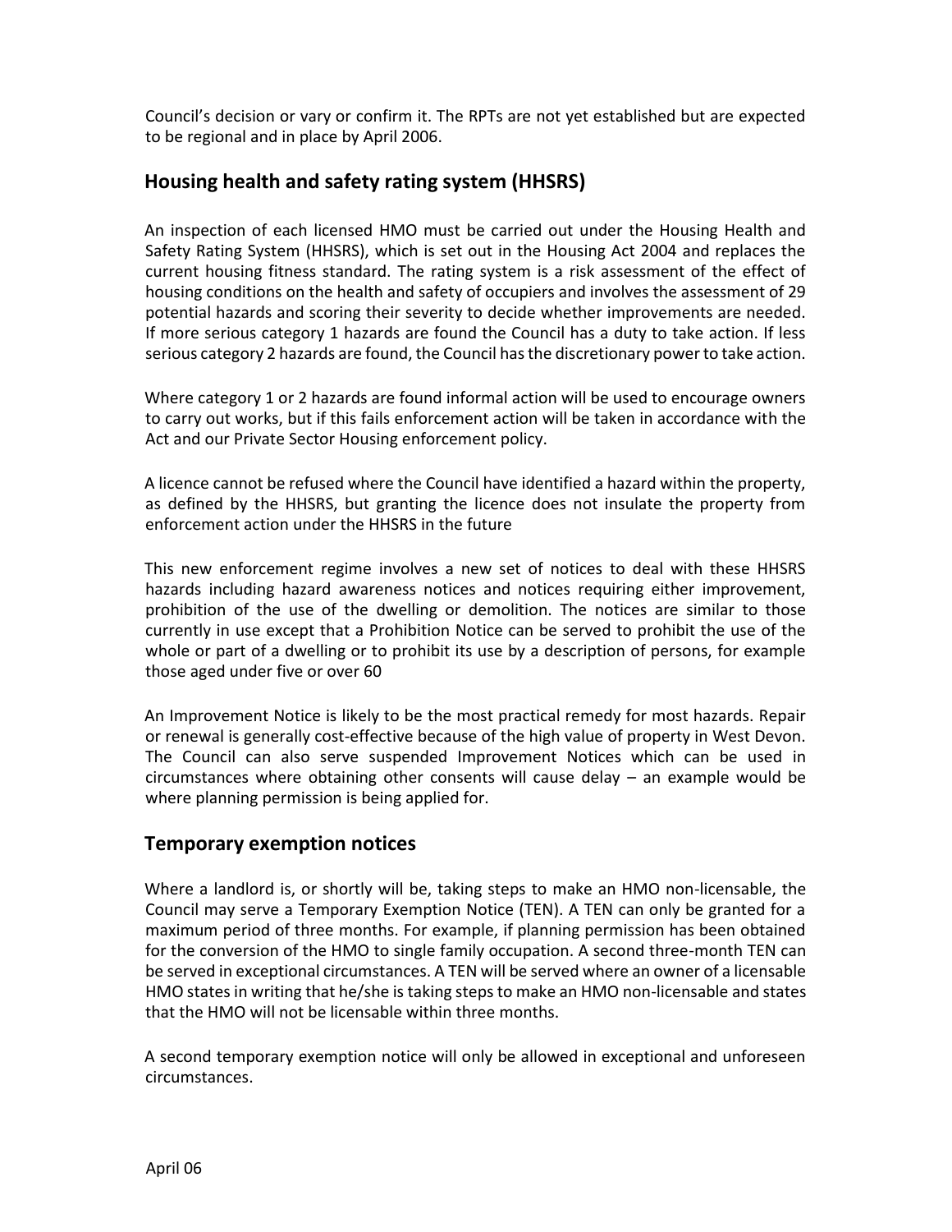Council's decision or vary or confirm it. The RPTs are not yet established but are expected to be regional and in place by April 2006.

## Housing health and safety rating system (HHSRS)

An inspection of each licensed HMO must be carried out under the Housing Health and Safety Rating System (HHSRS), which is set out in the Housing Act 2004 and replaces the current housing fitness standard. The rating system is a risk assessment of the effect of housing conditions on the health and safety of occupiers and involves the assessment of 29 potential hazards and scoring their severity to decide whether improvements are needed. If more serious category 1 hazards are found the Council has a duty to take action. If less serious category 2 hazards are found, the Council has the discretionary power to take action.

Where category 1 or 2 hazards are found informal action will be used to encourage owners to carry out works, but if this fails enforcement action will be taken in accordance with the Act and our Private Sector Housing enforcement policy.

A licence cannot be refused where the Council have identified a hazard within the property, as defined by the HHSRS, but granting the licence does not insulate the property from enforcement action under the HHSRS in the future

This new enforcement regime involves a new set of notices to deal with these HHSRS hazards including hazard awareness notices and notices requiring either improvement, prohibition of the use of the dwelling or demolition. The notices are similar to those currently in use except that a Prohibition Notice can be served to prohibit the use of the whole or part of a dwelling or to prohibit its use by a description of persons, for example those aged under five or over 60

An Improvement Notice is likely to be the most practical remedy for most hazards. Repair or renewal is generally cost-effective because of the high value of property in West Devon. The Council can also serve suspended Improvement Notices which can be used in circumstances where obtaining other consents will cause delay – an example would be where planning permission is being applied for.

## Temporary exemption notices

Where a landlord is, or shortly will be, taking steps to make an HMO non-licensable, the Council may serve a Temporary Exemption Notice (TEN). A TEN can only be granted for a maximum period of three months. For example, if planning permission has been obtained for the conversion of the HMO to single family occupation. A second three-month TEN can be served in exceptional circumstances. A TEN will be served where an owner of a licensable HMO states in writing that he/she is taking steps to make an HMO non-licensable and states that the HMO will not be licensable within three months.

A second temporary exemption notice will only be allowed in exceptional and unforeseen circumstances.

April 06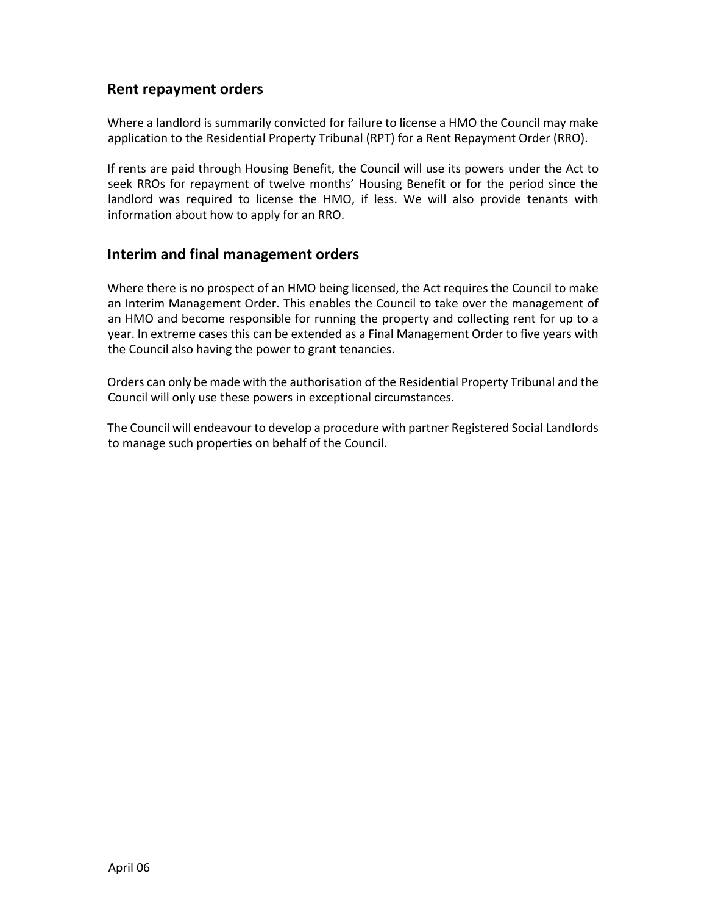## Rent repayment orders

Where a landlord is summarily convicted for failure to license a HMO the Council may make application to the Residential Property Tribunal (RPT) for a Rent Repayment Order (RRO).

If rents are paid through Housing Benefit, the Council will use its powers under the Act to seek RROs for repayment of twelve months' Housing Benefit or for the period since the landlord was required to license the HMO, if less. We will also provide tenants with information about how to apply for an RRO.

## Interim and final management orders

Where there is no prospect of an HMO being licensed, the Act requires the Council to make an Interim Management Order. This enables the Council to take over the management of an HMO and become responsible for running the property and collecting rent for up to a year. In extreme cases this can be extended as a Final Management Order to five years with the Council also having the power to grant tenancies.

Orders can only be made with the authorisation of the Residential Property Tribunal and the Council will only use these powers in exceptional circumstances.

The Council will endeavour to develop a procedure with partner Registered Social Landlords to manage such properties on behalf of the Council.